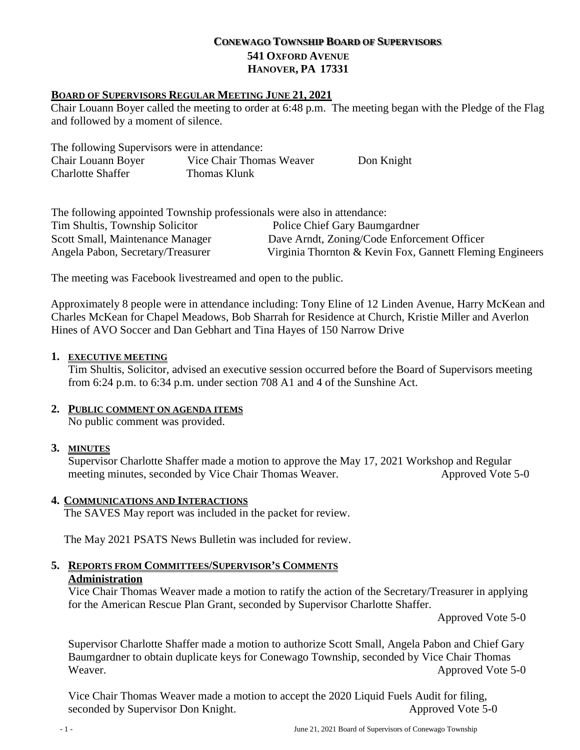# CONEWAGO TOWNSHIP BOARD OF SUPERVISORS
## 541 OXFORD AVENUE
## HANOVER, PA 17331

**BOARD OF SUPERVISORS REGULAR MEETING JUNE 21, 2021**

Chair Louann Boyer called the meeting to order at 6:48 p.m. The meeting began with the Pledge of the Flag and followed by a moment of silence.

The following Supervisors were in attendance:

| | | |
|---|---|---|
| Chair Louann Boyer | Vice Chair Thomas Weaver | Don Knight |
| Charlotte Shaffer | Thomas Klunk | |

The following appointed Township professionals were also in attendance:

| | |
|---|---|
| Tim Shultis, Township Solicitor | Police Chief Gary Baumgardner |
| Scott Small, Maintenance Manager | Dave Arndt, Zoning/Code Enforcement Officer |
| Angela Pabon, Secretary/Treasurer | Virginia Thornton & Kevin Fox, Gannett Fleming Engineers |

The meeting was Facebook livestreamed and open to the public.

Approximately 8 people were in attendance including: Tony Eline of 12 Linden Avenue, Harry McKean and Charles McKean for Chapel Meadows, Bob Sharrah for Residence at Church, Kristie Miller and Averlon Hines of AVO Soccer and Dan Gebhart and Tina Hayes of 150 Narrow Drive

1. **EXECUTIVE MEETING**

   Tim Shultis, Solicitor, advised an executive session occurred before the Board of Supervisors meeting from 6:24 p.m. to 6:34 p.m. under section 708 A1 and 4 of the Sunshine Act.

2. **PUBLIC COMMENT ON AGENDA ITEMS**

   No public comment was provided.

3. **MINUTES**

   Supervisor Charlotte Shaffer made a motion to approve the May 17, 2021 Workshop and Regular meeting minutes, seconded by Vice Chair Thomas Weaver. Approved Vote 5-0

4. **COMMUNICATIONS AND INTERACTIONS**

   The SAVES May report was included in the packet for review.

   The May 2021 PSATS News Bulletin was included for review.

5. **REPORTS FROM COMMITTEES/SUPERVISOR'S COMMENTS**

   **Administration**

   Vice Chair Thomas Weaver made a motion to ratify the action of the Secretary/Treasurer in applying for the American Rescue Plan Grant, seconded by Supervisor Charlotte Shaffer.

   Approved Vote 5-0

   Supervisor Charlotte Shaffer made a motion to authorize Scott Small, Angela Pabon and Chief Gary Baumgardner to obtain duplicate keys for Conewago Township, seconded by Vice Chair Thomas Weaver. Approved Vote 5-0

   Vice Chair Thomas Weaver made a motion to accept the 2020 Liquid Fuels Audit for filing, seconded by Supervisor Don Knight. Approved Vote 5-0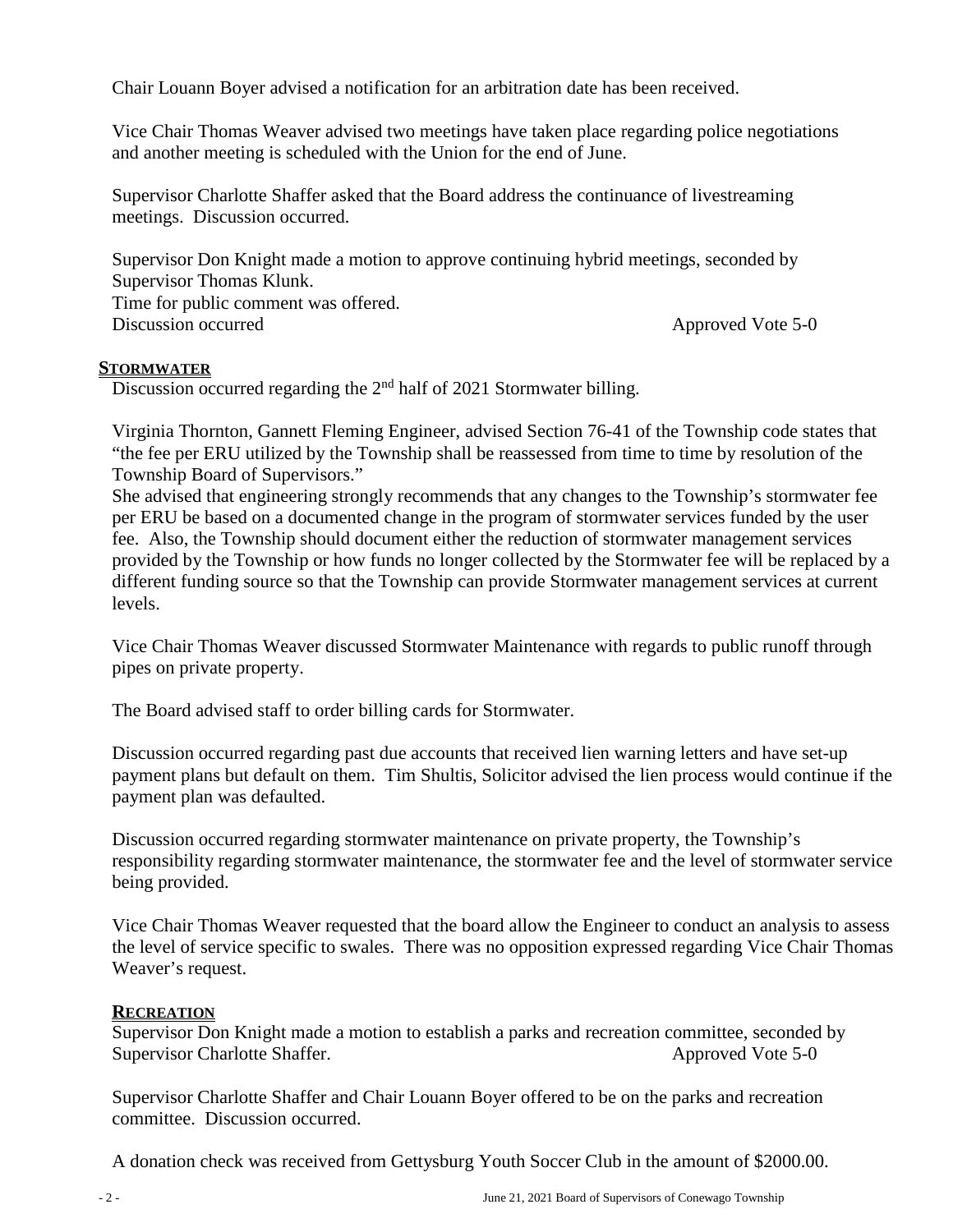Chair Louann Boyer advised a notification for an arbitration date has been received.

Vice Chair Thomas Weaver advised two meetings have taken place regarding police negotiations and another meeting is scheduled with the Union for the end of June.

Supervisor Charlotte Shaffer asked that the Board address the continuance of livestreaming meetings. Discussion occurred.

Supervisor Don Knight made a motion to approve continuing hybrid meetings, seconded by Supervisor Thomas Klunk.
Time for public comment was offered.
Discussion occurred Approved Vote 5-0

**STORMWATER**

Discussion occurred regarding the 2nd half of 2021 Stormwater billing.

Virginia Thornton, Gannett Fleming Engineer, advised Section 76-41 of the Township code states that "the fee per ERU utilized by the Township shall be reassessed from time to time by resolution of the Township Board of Supervisors."
She advised that engineering strongly recommends that any changes to the Township's stormwater fee per ERU be based on a documented change in the program of stormwater services funded by the user fee. Also, the Township should document either the reduction of stormwater management services provided by the Township or how funds no longer collected by the Stormwater fee will be replaced by a different funding source so that the Township can provide Stormwater management services at current levels.

Vice Chair Thomas Weaver discussed Stormwater Maintenance with regards to public runoff through pipes on private property.

The Board advised staff to order billing cards for Stormwater.

Discussion occurred regarding past due accounts that received lien warning letters and have set-up payment plans but default on them. Tim Shultis, Solicitor advised the lien process would continue if the payment plan was defaulted.

Discussion occurred regarding stormwater maintenance on private property, the Township's responsibility regarding stormwater maintenance, the stormwater fee and the level of stormwater service being provided.

Vice Chair Thomas Weaver requested that the board allow the Engineer to conduct an analysis to assess the level of service specific to swales. There was no opposition expressed regarding Vice Chair Thomas Weaver's request.

**RECREATION**

Supervisor Don Knight made a motion to establish a parks and recreation committee, seconded by Supervisor Charlotte Shaffer. Approved Vote 5-0

Supervisor Charlotte Shaffer and Chair Louann Boyer offered to be on the parks and recreation committee. Discussion occurred.

A donation check was received from Gettysburg Youth Soccer Club in the amount of $2000.00.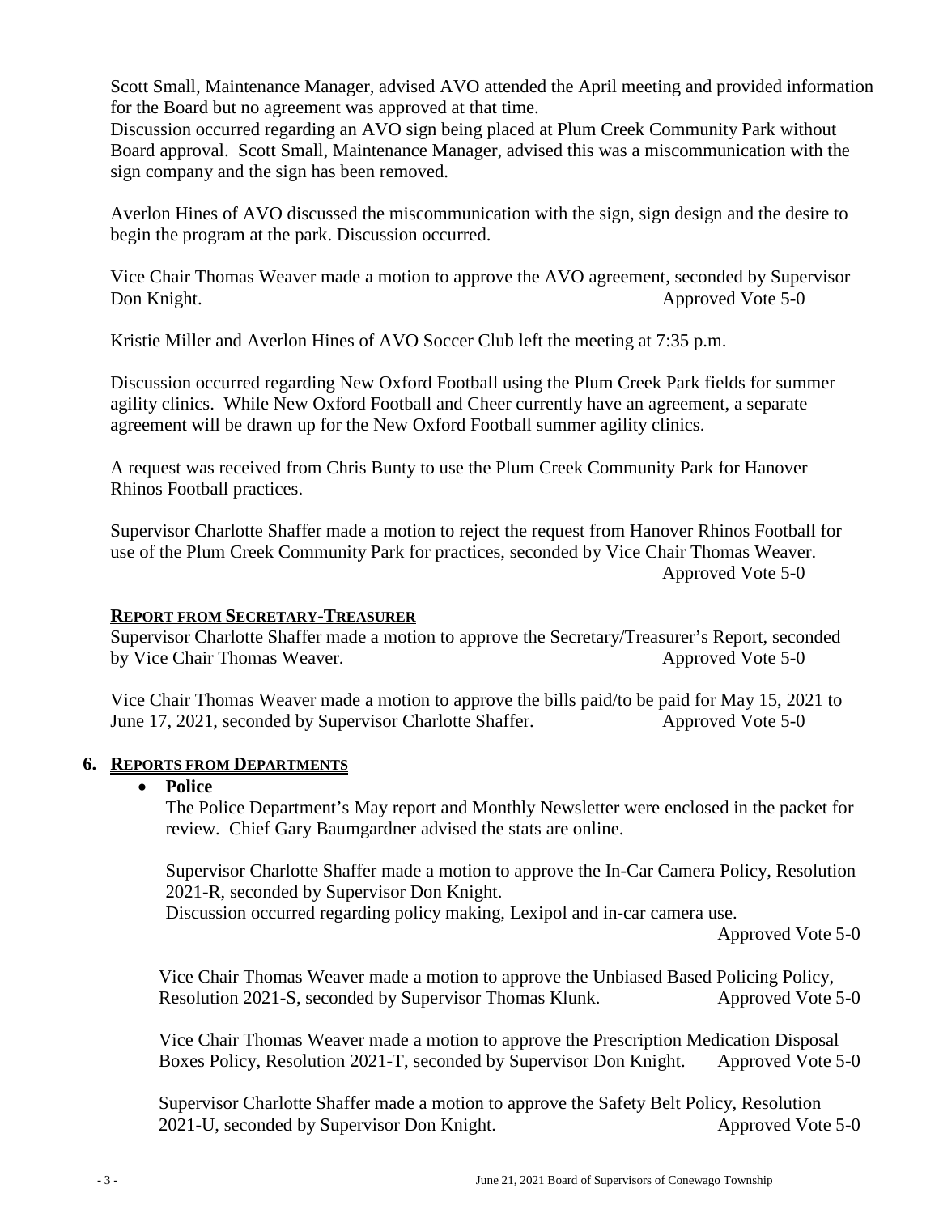Scott Small, Maintenance Manager, advised AVO attended the April meeting and provided information for the Board but no agreement was approved at that time.
Discussion occurred regarding an AVO sign being placed at Plum Creek Community Park without Board approval. Scott Small, Maintenance Manager, advised this was a miscommunication with the sign company and the sign has been removed.

Averlon Hines of AVO discussed the miscommunication with the sign, sign design and the desire to begin the program at the park. Discussion occurred.

Vice Chair Thomas Weaver made a motion to approve the AVO agreement, seconded by Supervisor Don Knight. Approved Vote 5-0

Kristie Miller and Averlon Hines of AVO Soccer Club left the meeting at 7:35 p.m.

Discussion occurred regarding New Oxford Football using the Plum Creek Park fields for summer agility clinics. While New Oxford Football and Cheer currently have an agreement, a separate agreement will be drawn up for the New Oxford Football summer agility clinics.

A request was received from Chris Bunty to use the Plum Creek Community Park for Hanover Rhinos Football practices.

Supervisor Charlotte Shaffer made a motion to reject the request from Hanover Rhinos Football for use of the Plum Creek Community Park for practices, seconded by Vice Chair Thomas Weaver. Approved Vote 5-0

**REPORT FROM SECRETARY-TREASURER**

Supervisor Charlotte Shaffer made a motion to approve the Secretary/Treasurer's Report, seconded by Vice Chair Thomas Weaver. Approved Vote 5-0

Vice Chair Thomas Weaver made a motion to approve the bills paid/to be paid for May 15, 2021 to June 17, 2021, seconded by Supervisor Charlotte Shaffer. Approved Vote 5-0

## 6. REPORTS FROM DEPARTMENTS

- **Police**

  The Police Department's May report and Monthly Newsletter were enclosed in the packet for review. Chief Gary Baumgardner advised the stats are online.

  Supervisor Charlotte Shaffer made a motion to approve the In-Car Camera Policy, Resolution 2021-R, seconded by Supervisor Don Knight.
  Discussion occurred regarding policy making, Lexipol and in-car camera use.
  Approved Vote 5-0

  Vice Chair Thomas Weaver made a motion to approve the Unbiased Based Policing Policy, Resolution 2021-S, seconded by Supervisor Thomas Klunk. Approved Vote 5-0

  Vice Chair Thomas Weaver made a motion to approve the Prescription Medication Disposal Boxes Policy, Resolution 2021-T, seconded by Supervisor Don Knight. Approved Vote 5-0

  Supervisor Charlotte Shaffer made a motion to approve the Safety Belt Policy, Resolution 2021-U, seconded by Supervisor Don Knight. Approved Vote 5-0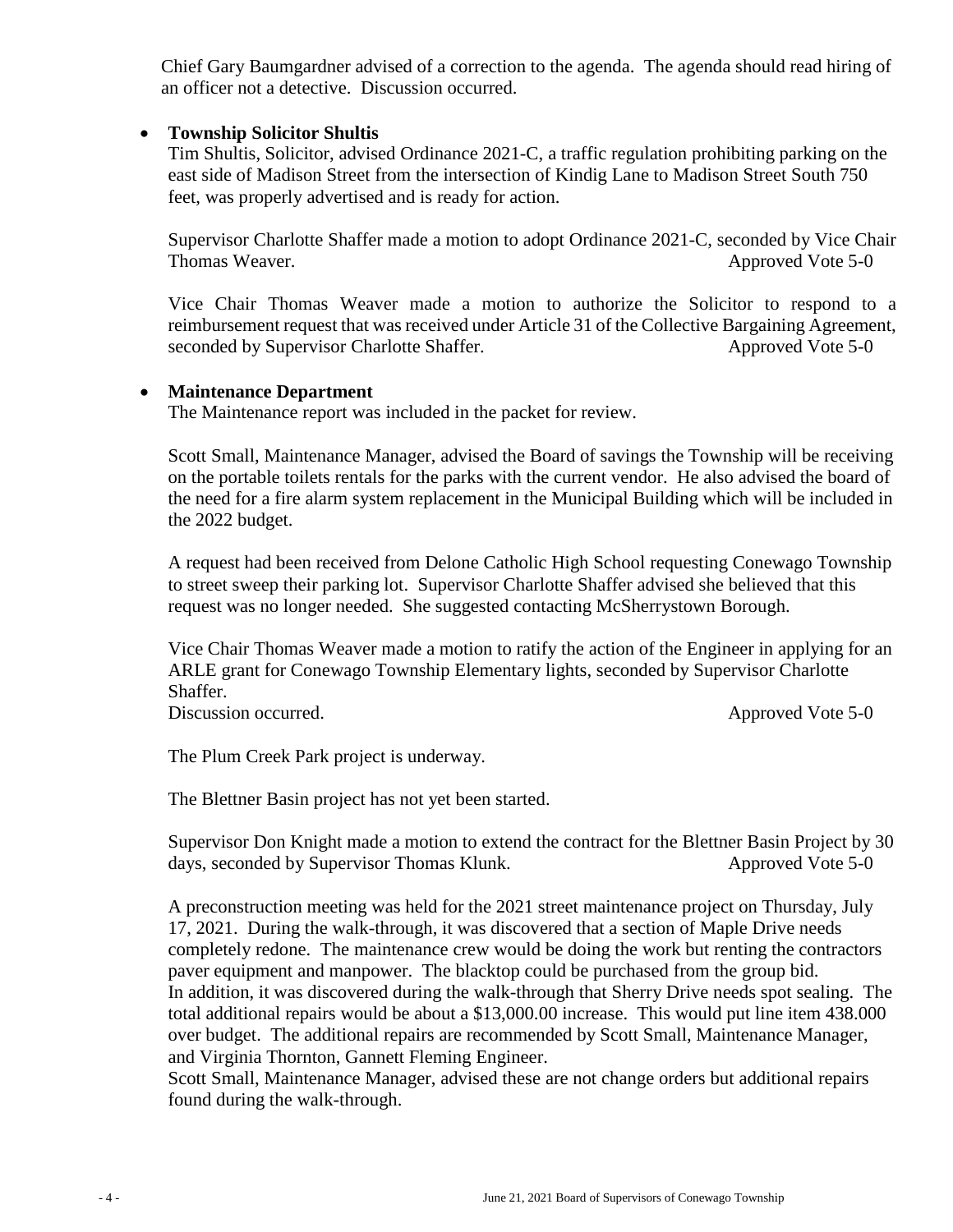Chief Gary Baumgardner advised of a correction to the agenda. The agenda should read hiring of an officer not a detective. Discussion occurred.

- **Township Solicitor Shultis**

  Tim Shultis, Solicitor, advised Ordinance 2021-C, a traffic regulation prohibiting parking on the east side of Madison Street from the intersection of Kindig Lane to Madison Street South 750 feet, was properly advertised and is ready for action.

  Supervisor Charlotte Shaffer made a motion to adopt Ordinance 2021-C, seconded by Vice Chair Thomas Weaver. Approved Vote 5-0

  Vice Chair Thomas Weaver made a motion to authorize the Solicitor to respond to a reimbursement request that was received under Article 31 of the Collective Bargaining Agreement, seconded by Supervisor Charlotte Shaffer. Approved Vote 5-0

- **Maintenance Department**

  The Maintenance report was included in the packet for review.

  Scott Small, Maintenance Manager, advised the Board of savings the Township will be receiving on the portable toilets rentals for the parks with the current vendor. He also advised the board of the need for a fire alarm system replacement in the Municipal Building which will be included in the 2022 budget.

  A request had been received from Delone Catholic High School requesting Conewago Township to street sweep their parking lot. Supervisor Charlotte Shaffer advised she believed that this request was no longer needed. She suggested contacting McSherrystown Borough.

  Vice Chair Thomas Weaver made a motion to ratify the action of the Engineer in applying for an ARLE grant for Conewago Township Elementary lights, seconded by Supervisor Charlotte Shaffer.
  Discussion occurred. Approved Vote 5-0

  The Plum Creek Park project is underway.

  The Blettner Basin project has not yet been started.

  Supervisor Don Knight made a motion to extend the contract for the Blettner Basin Project by 30 days, seconded by Supervisor Thomas Klunk. Approved Vote 5-0

  A preconstruction meeting was held for the 2021 street maintenance project on Thursday, July 17, 2021. During the walk-through, it was discovered that a section of Maple Drive needs completely redone. The maintenance crew would be doing the work but renting the contractors paver equipment and manpower. The blacktop could be purchased from the group bid.
  In addition, it was discovered during the walk-through that Sherry Drive needs spot sealing. The total additional repairs would be about a $13,000.00 increase. This would put line item 438.000 over budget. The additional repairs are recommended by Scott Small, Maintenance Manager, and Virginia Thornton, Gannett Fleming Engineer.
  Scott Small, Maintenance Manager, advised these are not change orders but additional repairs found during the walk-through.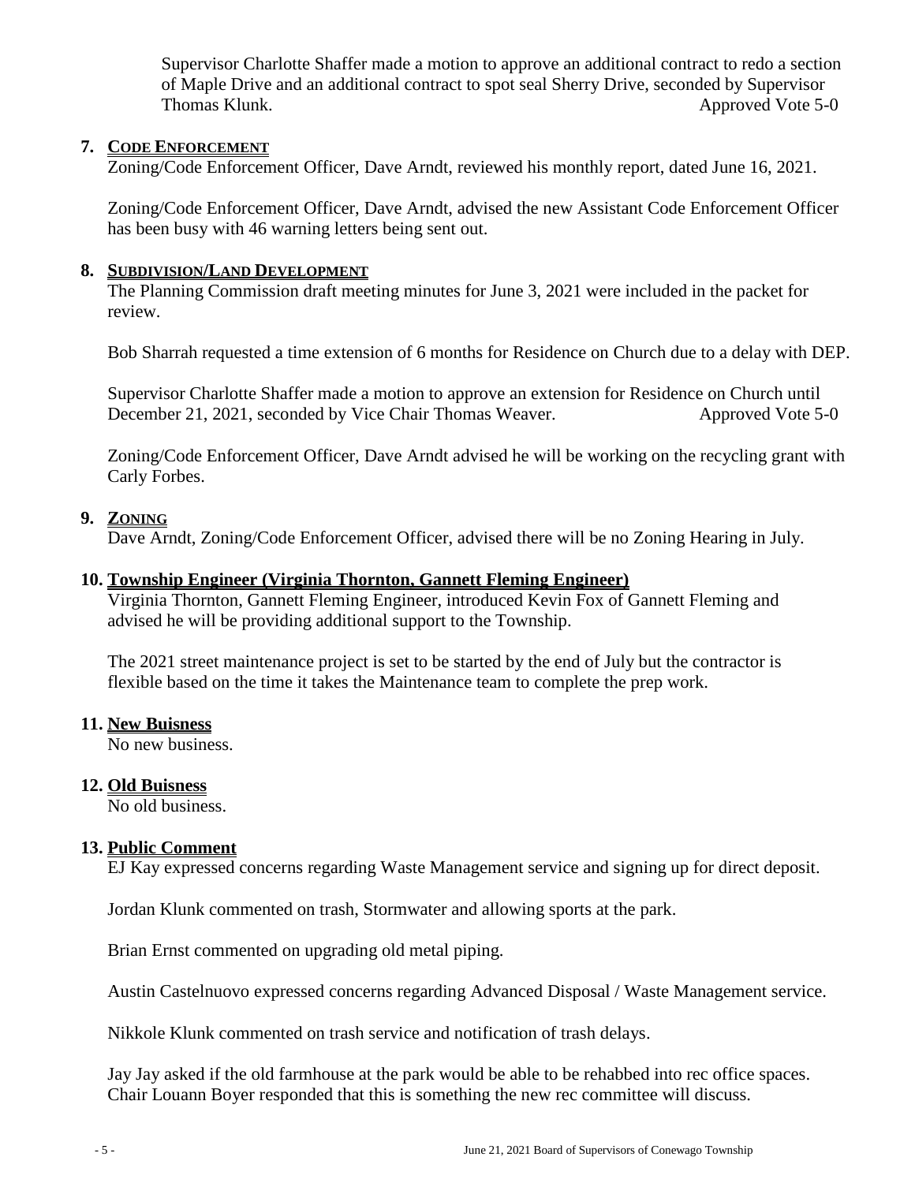Supervisor Charlotte Shaffer made a motion to approve an additional contract to redo a section of Maple Drive and an additional contract to spot seal Sherry Drive, seconded by Supervisor Thomas Klunk. Approved Vote 5-0

**7. CODE ENFORCEMENT**

Zoning/Code Enforcement Officer, Dave Arndt, reviewed his monthly report, dated June 16, 2021.

Zoning/Code Enforcement Officer, Dave Arndt, advised the new Assistant Code Enforcement Officer has been busy with 46 warning letters being sent out.

**8. SUBDIVISION/LAND DEVELOPMENT**

The Planning Commission draft meeting minutes for June 3, 2021 were included in the packet for review.

Bob Sharrah requested a time extension of 6 months for Residence on Church due to a delay with DEP.

Supervisor Charlotte Shaffer made a motion to approve an extension for Residence on Church until December 21, 2021, seconded by Vice Chair Thomas Weaver. Approved Vote 5-0

Zoning/Code Enforcement Officer, Dave Arndt advised he will be working on the recycling grant with Carly Forbes.

**9. ZONING**

Dave Arndt, Zoning/Code Enforcement Officer, advised there will be no Zoning Hearing in July.

**10. Township Engineer (Virginia Thornton, Gannett Fleming Engineer)**

Virginia Thornton, Gannett Fleming Engineer, introduced Kevin Fox of Gannett Fleming and advised he will be providing additional support to the Township.

The 2021 street maintenance project is set to be started by the end of July but the contractor is flexible based on the time it takes the Maintenance team to complete the prep work.

**11. New Buisness**

No new business.

**12. Old Buisness**

No old business.

**13. Public Comment**

EJ Kay expressed concerns regarding Waste Management service and signing up for direct deposit.

Jordan Klunk commented on trash, Stormwater and allowing sports at the park.

Brian Ernst commented on upgrading old metal piping.

Austin Castelnuovo expressed concerns regarding Advanced Disposal / Waste Management service.

Nikkole Klunk commented on trash service and notification of trash delays.

Jay Jay asked if the old farmhouse at the park would be able to be rehabbed into rec office spaces. Chair Louann Boyer responded that this is something the new rec committee will discuss.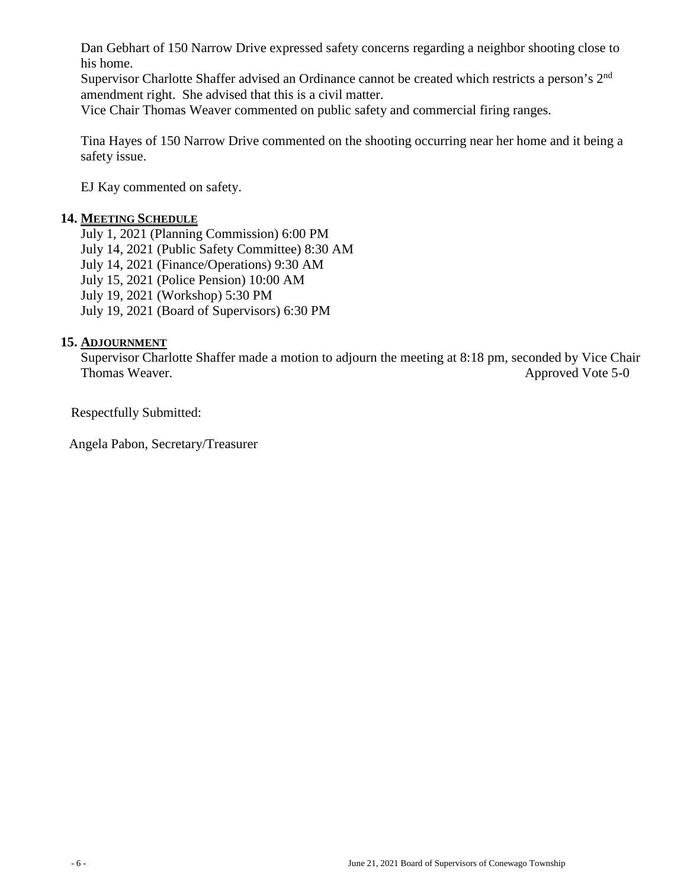Dan Gebhart of 150 Narrow Drive expressed safety concerns regarding a neighbor shooting close to his home.

Supervisor Charlotte Shaffer advised an Ordinance cannot be created which restricts a person's 2nd amendment right. She advised that this is a civil matter.

Vice Chair Thomas Weaver commented on public safety and commercial firing ranges.

Tina Hayes of 150 Narrow Drive commented on the shooting occurring near her home and it being a safety issue.

EJ Kay commented on safety.

## 14. MEETING SCHEDULE

July 1, 2021 (Planning Commission) 6:00 PM
July 14, 2021 (Public Safety Committee) 8:30 AM
July 14, 2021 (Finance/Operations) 9:30 AM
July 15, 2021 (Police Pension) 10:00 AM
July 19, 2021 (Workshop) 5:30 PM
July 19, 2021 (Board of Supervisors) 6:30 PM

## 15. ADJOURNMENT

Supervisor Charlotte Shaffer made a motion to adjourn the meeting at 8:18 pm, seconded by Vice Chair Thomas Weaver. Approved Vote 5-0

Respectfully Submitted:

Angela Pabon, Secretary/Treasurer